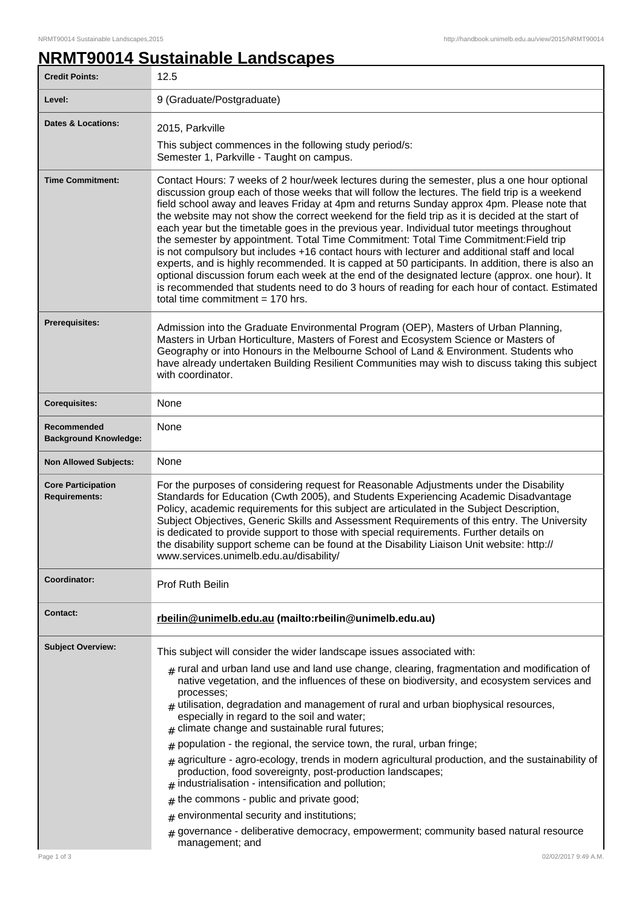# NRMT90014 Sustainable Landscapes

| | |
|---|---|
| **Credit Points:** | 12.5 |
| **Level:** | 9 (Graduate/Postgraduate) |
| **Dates & Locations:** | 2015, Parkville<br>This subject commences in the following study period/s:<br>Semester 1, Parkville - Taught on campus. |
| **Time Commitment:** | Contact Hours: 7 weeks of 2 hour/week lectures during the semester, plus a one hour optional discussion group each of those weeks that will follow the lectures. The field trip is a weekend field school away and leaves Friday at 4pm and returns Sunday approx 4pm. Please note that the website may not show the correct weekend for the field trip as it is decided at the start of each year but the timetable goes in the previous year. Individual tutor meetings throughout the semester by appointment. Total Time Commitment: Total Time Commitment:Field trip is not compulsory but includes +16 contact hours with lecturer and additional staff and local experts, and is highly recommended. It is capped at 50 participants. In addition, there is also an optional discussion forum each week at the end of the designated lecture (approx. one hour). It is recommended that students need to do 3 hours of reading for each hour of contact. Estimated total time commitment = 170 hrs. |
| **Prerequisites:** | Admission into the Graduate Environmental Program (OEP), Masters of Urban Planning, Masters in Urban Horticulture, Masters of Forest and Ecosystem Science or Masters of Geography or into Honours in the Melbourne School of Land & Environment. Students who have already undertaken Building Resilient Communities may wish to discuss taking this subject with coordinator. |
| **Corequisites:** | None |
| **Recommended Background Knowledge:** | None |
| **Non Allowed Subjects:** | None |
| **Core Participation Requirements:** | For the purposes of considering request for Reasonable Adjustments under the Disability Standards for Education (Cwth 2005), and Students Experiencing Academic Disadvantage Policy, academic requirements for this subject are articulated in the Subject Description, Subject Objectives, Generic Skills and Assessment Requirements of this entry. The University is dedicated to provide support to those with special requirements. Further details on the disability support scheme can be found at the Disability Liaison Unit website: http://www.services.unimelb.edu.au/disability/ |
| **Coordinator:** | Prof Ruth Beilin |
| **Contact:** | **rbeilin@unimelb.edu.au (mailto:rbeilin@unimelb.edu.au)** |
| **Subject Overview:** | This subject will consider the wider landscape issues associated with:<br># rural and urban land use and land use change, clearing, fragmentation and modification of native vegetation, and the influences of these on biodiversity, and ecosystem services and processes;<br># utilisation, degradation and management of rural and urban biophysical resources, especially in regard to the soil and water;<br># climate change and sustainable rural futures;<br># population - the regional, the service town, the rural, urban fringe;<br># agriculture - agro-ecology, trends in modern agricultural production, and the sustainability of production, food sovereignty, post-production landscapes;<br># industrialisation - intensification and pollution;<br># the commons - public and private good;<br># environmental security and institutions;<br># governance - deliberative democracy, empowerment; community based natural resource management; and |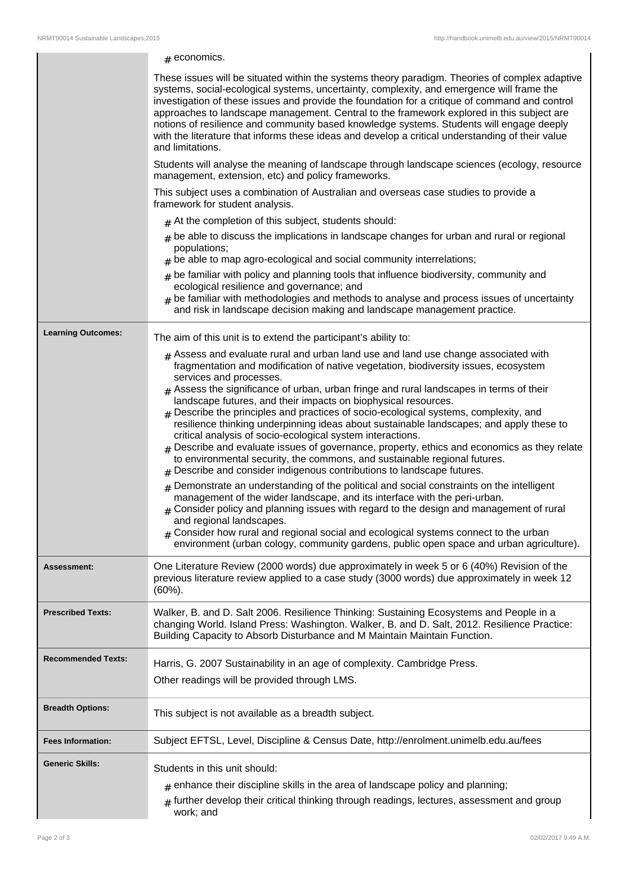| | |
|---|---|
| | # economics.<br><br>These issues will be situated within the systems theory paradigm. Theories of complex adaptive systems, social-ecological systems, uncertainty, complexity, and emergence will frame the investigation of these issues and provide the foundation for a critique of command and control approaches to landscape management. Central to the framework explored in this subject are notions of resilience and community based knowledge systems. Students will engage deeply with the literature that informs these ideas and develop a critical understanding of their value and limitations.<br><br>Students will analyse the meaning of landscape through landscape sciences (ecology, resource management, extension, etc) and policy frameworks.<br><br>This subject uses a combination of Australian and overseas case studies to provide a framework for student analysis.<br><br># At the completion of this subject, students should:<br># be able to discuss the implications in landscape changes for urban and rural or regional populations;<br># be able to map agro-ecological and social community interrelations;<br># be familiar with policy and planning tools that influence biodiversity, community and ecological resilience and governance; and<br># be familiar with methodologies and methods to analyse and process issues of uncertainty and risk in landscape decision making and landscape management practice. |
| **Learning Outcomes:** | The aim of this unit is to extend the participant's ability to:<br><br># Assess and evaluate rural and urban land use and land use change associated with fragmentation and modification of native vegetation, biodiversity issues, ecosystem services and processes.<br># Assess the significance of urban, urban fringe and rural landscapes in terms of their landscape futures, and their impacts on biophysical resources.<br># Describe the principles and practices of socio-ecological systems, complexity, and resilience thinking underpinning ideas about sustainable landscapes; and apply these to critical analysis of socio-ecological system interactions.<br># Describe and evaluate issues of governance, property, ethics and economics as they relate to environmental security, the commons, and sustainable regional futures.<br># Describe and consider indigenous contributions to landscape futures.<br># Demonstrate an understanding of the political and social constraints on the intelligent management of the wider landscape, and its interface with the peri-urban.<br># Consider policy and planning issues with regard to the design and management of rural and regional landscapes.<br># Consider how rural and regional social and ecological systems connect to the urban environment (urban cology, community gardens, public open space and urban agriculture). |
| **Assessment:** | One Literature Review (2000 words) due approximately in week 5 or 6 (40%) Revision of the previous literature review applied to a case study (3000 words) due approximately in week 12 (60%). |
| **Prescribed Texts:** | Walker, B. and D. Salt 2006. Resilience Thinking: Sustaining Ecosystems and People in a changing World. Island Press: Washington. Walker, B. and D. Salt, 2012. Resilience Practice: Building Capacity to Absorb Disturbance and M Maintain Maintain Function. |
| **Recommended Texts:** | Harris, G. 2007 Sustainability in an age of complexity. Cambridge Press.<br><br>Other readings will be provided through LMS. |
| **Breadth Options:** | This subject is not available as a breadth subject. |
| **Fees Information:** | Subject EFTSL, Level, Discipline & Census Date, http://enrolment.unimelb.edu.au/fees |
| **Generic Skills:** | Students in this unit should:<br><br># enhance their discipline skills in the area of landscape policy and planning;<br># further develop their critical thinking through readings, lectures, assessment and group work; and |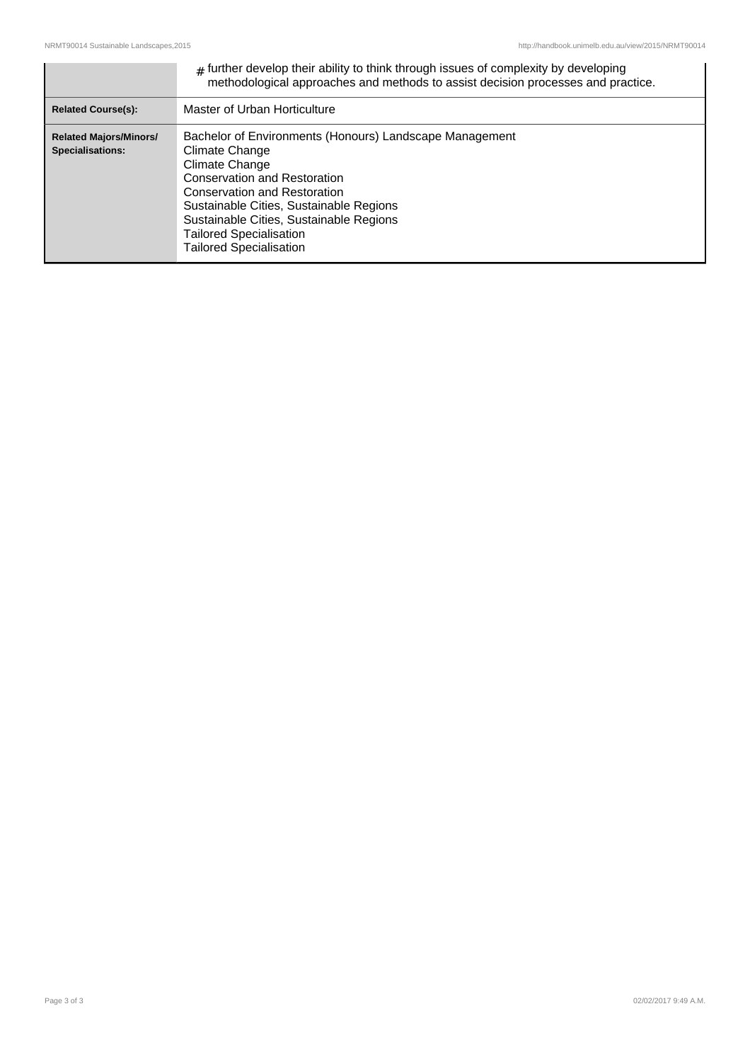| | |
|---|---|
| | # further develop their ability to think through issues of complexity by developing methodological approaches and methods to assist decision processes and practice. |
| **Related Course(s):** | Master of Urban Horticulture |
| **Related Majors/Minors/ Specialisations:** | Bachelor of Environments (Honours) Landscape Management<br>Climate Change<br>Climate Change<br>Conservation and Restoration<br>Conservation and Restoration<br>Sustainable Cities, Sustainable Regions<br>Sustainable Cities, Sustainable Regions<br>Tailored Specialisation<br>Tailored Specialisation |